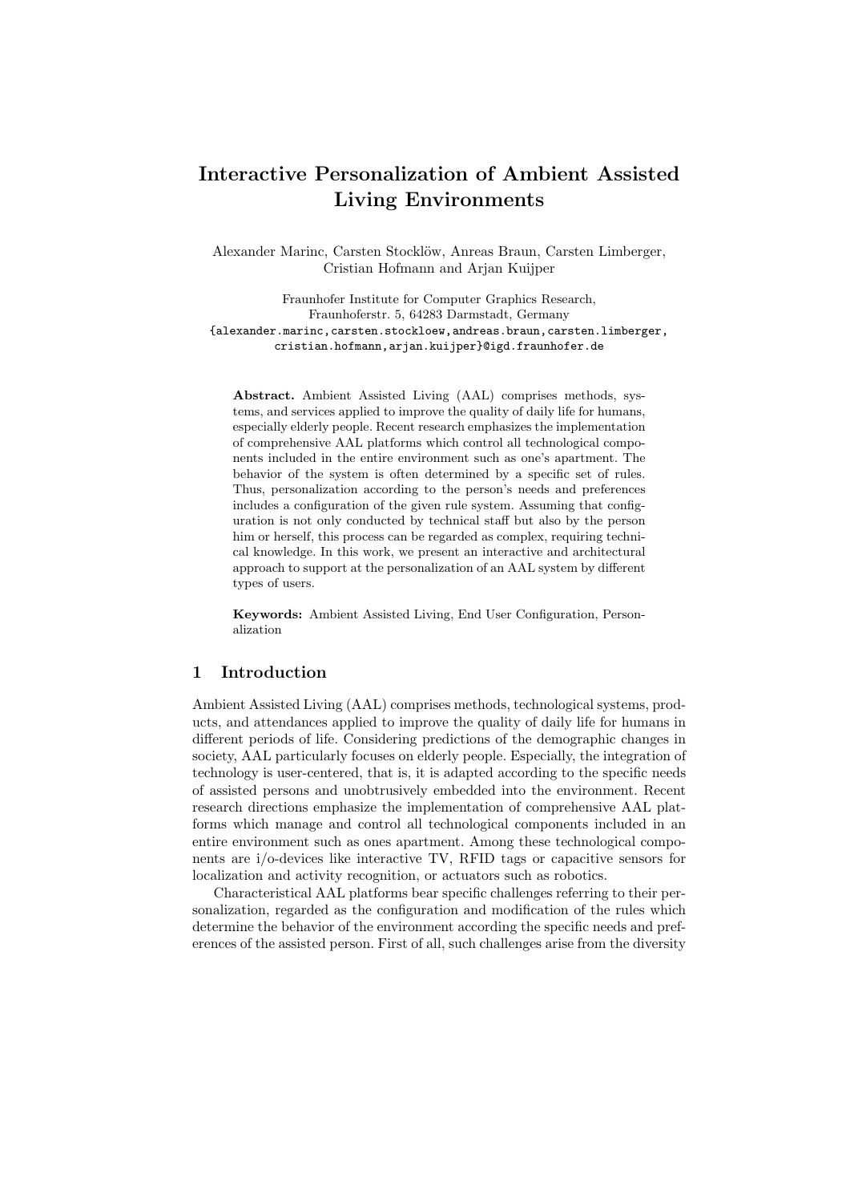# Interactive Personalization of Ambient Assisted Living Environments

Alexander Marinc, Carsten Stocklöw, Anreas Braun, Carsten Limberger, Cristian Hofmann and Arjan Kuijper

Fraunhofer Institute for Computer Graphics Research,
Fraunhoferstr. 5, 64283 Darmstadt, Germany
{alexander.marinc,carsten.stockloew,andreas.braun,carsten.limberger, cristian.hofmann,arjan.kuijper}@igd.fraunhofer.de

**Abstract.** Ambient Assisted Living (AAL) comprises methods, systems, and services applied to improve the quality of daily life for humans, especially elderly people. Recent research emphasizes the implementation of comprehensive AAL platforms which control all technological components included in the entire environment such as one's apartment. The behavior of the system is often determined by a specific set of rules. Thus, personalization according to the person's needs and preferences includes a configuration of the given rule system. Assuming that configuration is not only conducted by technical staff but also by the person him or herself, this process can be regarded as complex, requiring technical knowledge. In this work, we present an interactive and architectural approach to support at the personalization of an AAL system by different types of users.

**Keywords:** Ambient Assisted Living, End User Configuration, Personalization

## 1 Introduction

Ambient Assisted Living (AAL) comprises methods, technological systems, products, and attendances applied to improve the quality of daily life for humans in different periods of life. Considering predictions of the demographic changes in society, AAL particularly focuses on elderly people. Especially, the integration of technology is user-centered, that is, it is adapted according to the specific needs of assisted persons and unobtrusively embedded into the environment. Recent research directions emphasize the implementation of comprehensive AAL platforms which manage and control all technological components included in an entire environment such as ones apartment. Among these technological components are i/o-devices like interactive TV, RFID tags or capacitive sensors for localization and activity recognition, or actuators such as robotics.

Characteristical AAL platforms bear specific challenges referring to their personalization, regarded as the configuration and modification of the rules which determine the behavior of the environment according the specific needs and preferences of the assisted person. First of all, such challenges arise from the diversity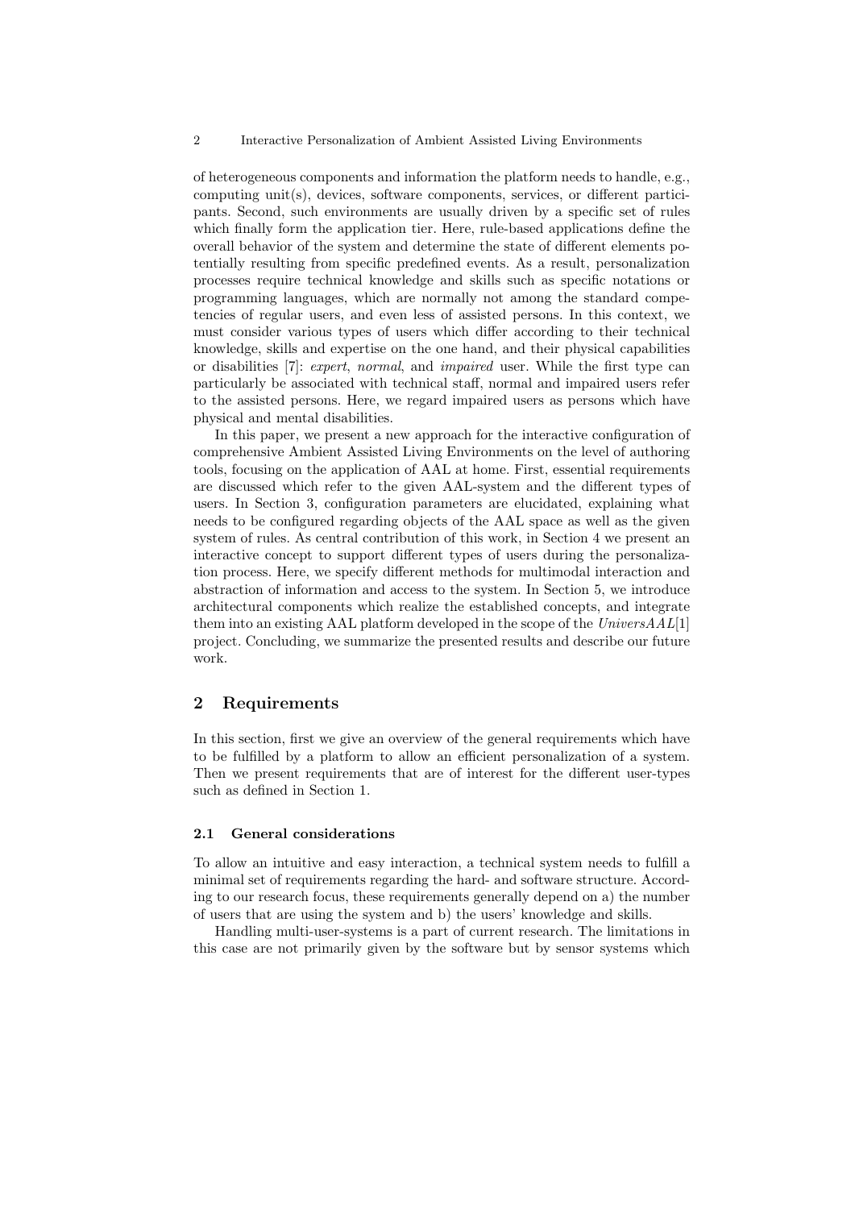of heterogeneous components and information the platform needs to handle, e.g., computing unit(s), devices, software components, services, or different participants. Second, such environments are usually driven by a specific set of rules which finally form the application tier. Here, rule-based applications define the overall behavior of the system and determine the state of different elements potentially resulting from specific predefined events. As a result, personalization processes require technical knowledge and skills such as specific notations or programming languages, which are normally not among the standard competencies of regular users, and even less of assisted persons. In this context, we must consider various types of users which differ according to their technical knowledge, skills and expertise on the one hand, and their physical capabilities or disabilities [7]: *expert*, *normal*, and *impaired* user. While the first type can particularly be associated with technical staff, normal and impaired users refer to the assisted persons. Here, we regard impaired users as persons which have physical and mental disabilities.

In this paper, we present a new approach for the interactive configuration of comprehensive Ambient Assisted Living Environments on the level of authoring tools, focusing on the application of AAL at home. First, essential requirements are discussed which refer to the given AAL-system and the different types of users. In Section 3, configuration parameters are elucidated, explaining what needs to be configured regarding objects of the AAL space as well as the given system of rules. As central contribution of this work, in Section 4 we present an interactive concept to support different types of users during the personalization process. Here, we specify different methods for multimodal interaction and abstraction of information and access to the system. In Section 5, we introduce architectural components which realize the established concepts, and integrate them into an existing AAL platform developed in the scope of the *UniversAAL*[1] project. Concluding, we summarize the presented results and describe our future work.

## 2 Requirements

In this section, first we give an overview of the general requirements which have to be fulfilled by a platform to allow an efficient personalization of a system. Then we present requirements that are of interest for the different user-types such as defined in Section 1.

### 2.1 General considerations

To allow an intuitive and easy interaction, a technical system needs to fulfill a minimal set of requirements regarding the hard- and software structure. According to our research focus, these requirements generally depend on a) the number of users that are using the system and b) the users' knowledge and skills.

Handling multi-user-systems is a part of current research. The limitations in this case are not primarily given by the software but by sensor systems which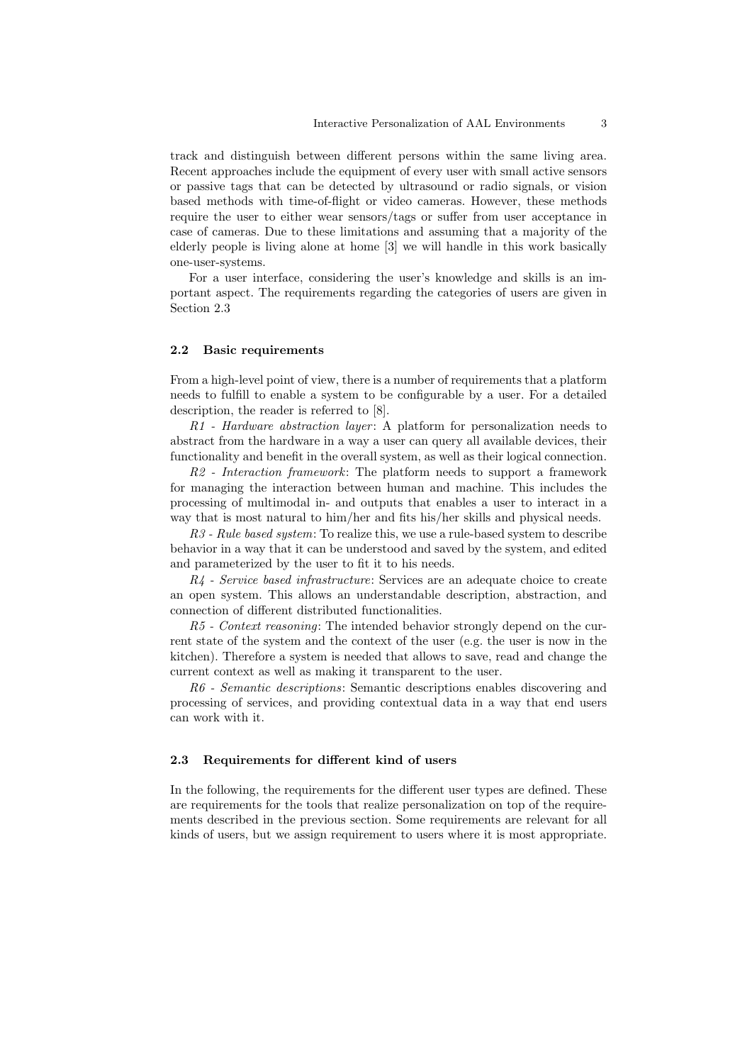track and distinguish between different persons within the same living area. Recent approaches include the equipment of every user with small active sensors or passive tags that can be detected by ultrasound or radio signals, or vision based methods with time-of-flight or video cameras. However, these methods require the user to either wear sensors/tags or suffer from user acceptance in case of cameras. Due to these limitations and assuming that a majority of the elderly people is living alone at home [3] we will handle in this work basically one-user-systems.

For a user interface, considering the user's knowledge and skills is an important aspect. The requirements regarding the categories of users are given in Section 2.3

### 2.2 Basic requirements

From a high-level point of view, there is a number of requirements that a platform needs to fulfill to enable a system to be configurable by a user. For a detailed description, the reader is referred to [8].

*R1 - Hardware abstraction layer*: A platform for personalization needs to abstract from the hardware in a way a user can query all available devices, their functionality and benefit in the overall system, as well as their logical connection.

*R2 - Interaction framework*: The platform needs to support a framework for managing the interaction between human and machine. This includes the processing of multimodal in- and outputs that enables a user to interact in a way that is most natural to him/her and fits his/her skills and physical needs.

*R3 - Rule based system*: To realize this, we use a rule-based system to describe behavior in a way that it can be understood and saved by the system, and edited and parameterized by the user to fit it to his needs.

*R4 - Service based infrastructure*: Services are an adequate choice to create an open system. This allows an understandable description, abstraction, and connection of different distributed functionalities.

*R5 - Context reasoning*: The intended behavior strongly depend on the current state of the system and the context of the user (e.g. the user is now in the kitchen). Therefore a system is needed that allows to save, read and change the current context as well as making it transparent to the user.

*R6 - Semantic descriptions*: Semantic descriptions enables discovering and processing of services, and providing contextual data in a way that end users can work with it.

### 2.3 Requirements for different kind of users

In the following, the requirements for the different user types are defined. These are requirements for the tools that realize personalization on top of the requirements described in the previous section. Some requirements are relevant for all kinds of users, but we assign requirement to users where it is most appropriate.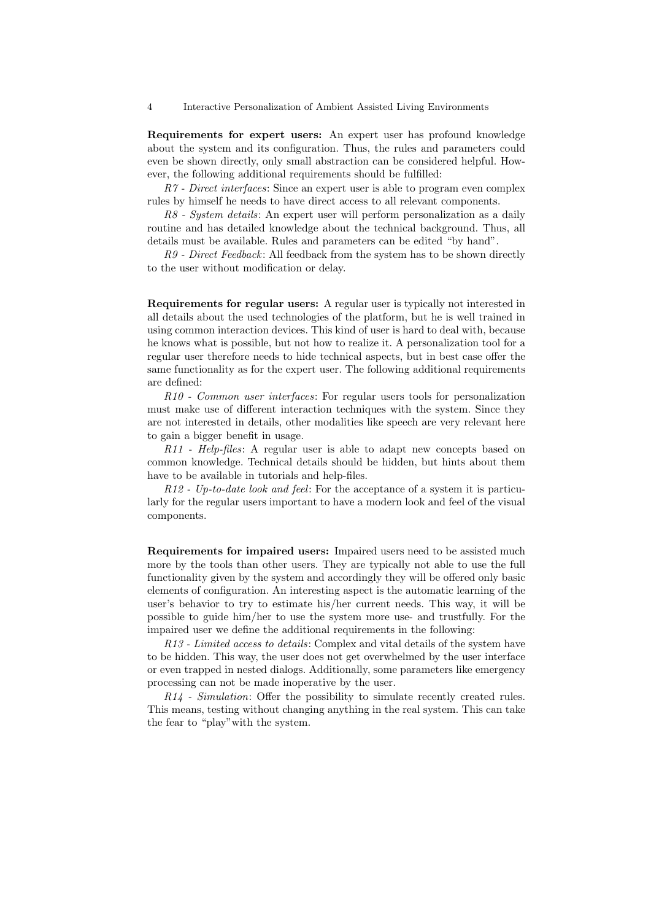**Requirements for expert users:** An expert user has profound knowledge about the system and its configuration. Thus, the rules and parameters could even be shown directly, only small abstraction can be considered helpful. However, the following additional requirements should be fulfilled:

*R7 - Direct interfaces*: Since an expert user is able to program even complex rules by himself he needs to have direct access to all relevant components.

*R8 - System details*: An expert user will perform personalization as a daily routine and has detailed knowledge about the technical background. Thus, all details must be available. Rules and parameters can be edited "by hand".

*R9 - Direct Feedback*: All feedback from the system has to be shown directly to the user without modification or delay.

**Requirements for regular users:** A regular user is typically not interested in all details about the used technologies of the platform, but he is well trained in using common interaction devices. This kind of user is hard to deal with, because he knows what is possible, but not how to realize it. A personalization tool for a regular user therefore needs to hide technical aspects, but in best case offer the same functionality as for the expert user. The following additional requirements are defined:

*R10 - Common user interfaces*: For regular users tools for personalization must make use of different interaction techniques with the system. Since they are not interested in details, other modalities like speech are very relevant here to gain a bigger benefit in usage.

*R11 - Help-files*: A regular user is able to adapt new concepts based on common knowledge. Technical details should be hidden, but hints about them have to be available in tutorials and help-files.

*R12 - Up-to-date look and feel*: For the acceptance of a system it is particularly for the regular users important to have a modern look and feel of the visual components.

**Requirements for impaired users:** Impaired users need to be assisted much more by the tools than other users. They are typically not able to use the full functionality given by the system and accordingly they will be offered only basic elements of configuration. An interesting aspect is the automatic learning of the user's behavior to try to estimate his/her current needs. This way, it will be possible to guide him/her to use the system more use- and trustfully. For the impaired user we define the additional requirements in the following:

*R13 - Limited access to details*: Complex and vital details of the system have to be hidden. This way, the user does not get overwhelmed by the user interface or even trapped in nested dialogs. Additionally, some parameters like emergency processing can not be made inoperative by the user.

*R14 - Simulation*: Offer the possibility to simulate recently created rules. This means, testing without changing anything in the real system. This can take the fear to "play"with the system.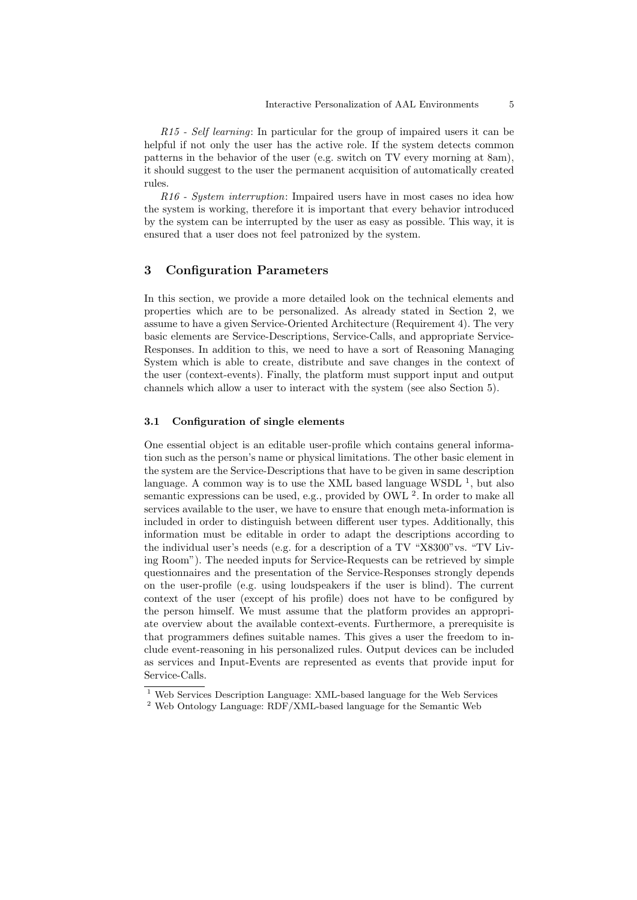*R15 - Self learning*: In particular for the group of impaired users it can be helpful if not only the user has the active role. If the system detects common patterns in the behavior of the user (e.g. switch on TV every morning at 8am), it should suggest to the user the permanent acquisition of automatically created rules.

*R16 - System interruption*: Impaired users have in most cases no idea how the system is working, therefore it is important that every behavior introduced by the system can be interrupted by the user as easy as possible. This way, it is ensured that a user does not feel patronized by the system.

## 3 Configuration Parameters

In this section, we provide a more detailed look on the technical elements and properties which are to be personalized. As already stated in Section 2, we assume to have a given Service-Oriented Architecture (Requirement 4). The very basic elements are Service-Descriptions, Service-Calls, and appropriate Service-Responses. In addition to this, we need to have a sort of Reasoning Managing System which is able to create, distribute and save changes in the context of the user (context-events). Finally, the platform must support input and output channels which allow a user to interact with the system (see also Section 5).

### 3.1 Configuration of single elements

One essential object is an editable user-profile which contains general information such as the person's name or physical limitations. The other basic element in the system are the Service-Descriptions that have to be given in same description language. A common way is to use the XML based language WSDL [1], but also semantic expressions can be used, e.g., provided by OWL [2]. In order to make all services available to the user, we have to ensure that enough meta-information is included in order to distinguish between different user types. Additionally, this information must be editable in order to adapt the descriptions according to the individual user's needs (e.g. for a description of a TV "X8300"vs. "TV Living Room"). The needed inputs for Service-Requests can be retrieved by simple questionnaires and the presentation of the Service-Responses strongly depends on the user-profile (e.g. using loudspeakers if the user is blind). The current context of the user (except of his profile) does not have to be configured by the person himself. We must assume that the platform provides an appropriate overview about the available context-events. Furthermore, a prerequisite is that programmers defines suitable names. This gives a user the freedom to include event-reasoning in his personalized rules. Output devices can be included as services and Input-Events are represented as events that provide input for Service-Calls.

[1] Web Services Description Language: XML-based language for the Web Services

[2] Web Ontology Language: RDF/XML-based language for the Semantic Web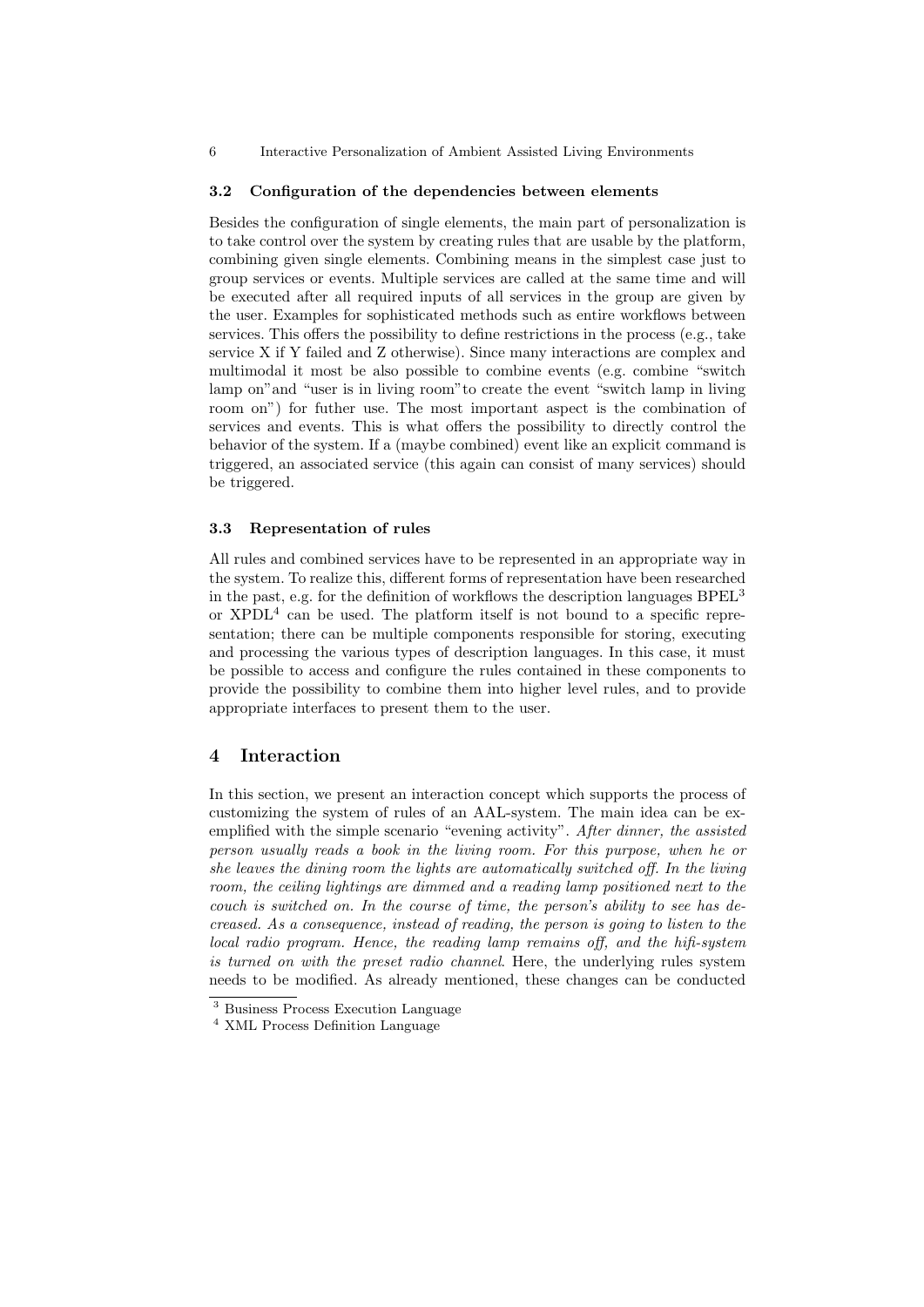### 3.2 Configuration of the dependencies between elements

Besides the configuration of single elements, the main part of personalization is to take control over the system by creating rules that are usable by the platform, combining given single elements. Combining means in the simplest case just to group services or events. Multiple services are called at the same time and will be executed after all required inputs of all services in the group are given by the user. Examples for sophisticated methods such as entire workflows between services. This offers the possibility to define restrictions in the process (e.g., take service X if Y failed and Z otherwise). Since many interactions are complex and multimodal it most be also possible to combine events (e.g. combine "switch lamp on"and "user is in living room"to create the event "switch lamp in living room on") for futher use. The most important aspect is the combination of services and events. This is what offers the possibility to directly control the behavior of the system. If a (maybe combined) event like an explicit command is triggered, an associated service (this again can consist of many services) should be triggered.

### 3.3 Representation of rules

All rules and combined services have to be represented in an appropriate way in the system. To realize this, different forms of representation have been researched in the past, e.g. for the definition of workflows the description languages BPEL[3] or XPDL[4] can be used. The platform itself is not bound to a specific representation; there can be multiple components responsible for storing, executing and processing the various types of description languages. In this case, it must be possible to access and configure the rules contained in these components to provide the possibility to combine them into higher level rules, and to provide appropriate interfaces to present them to the user.

## 4 Interaction

In this section, we present an interaction concept which supports the process of customizing the system of rules of an AAL-system. The main idea can be exemplified with the simple scenario "evening activity". *After dinner, the assisted person usually reads a book in the living room. For this purpose, when he or she leaves the dining room the lights are automatically switched off. In the living room, the ceiling lightings are dimmed and a reading lamp positioned next to the couch is switched on. In the course of time, the person's ability to see has decreased. As a consequence, instead of reading, the person is going to listen to the local radio program. Hence, the reading lamp remains off, and the hifi-system is turned on with the preset radio channel*. Here, the underlying rules system needs to be modified. As already mentioned, these changes can be conducted

[3] Business Process Execution Language

[4] XML Process Definition Language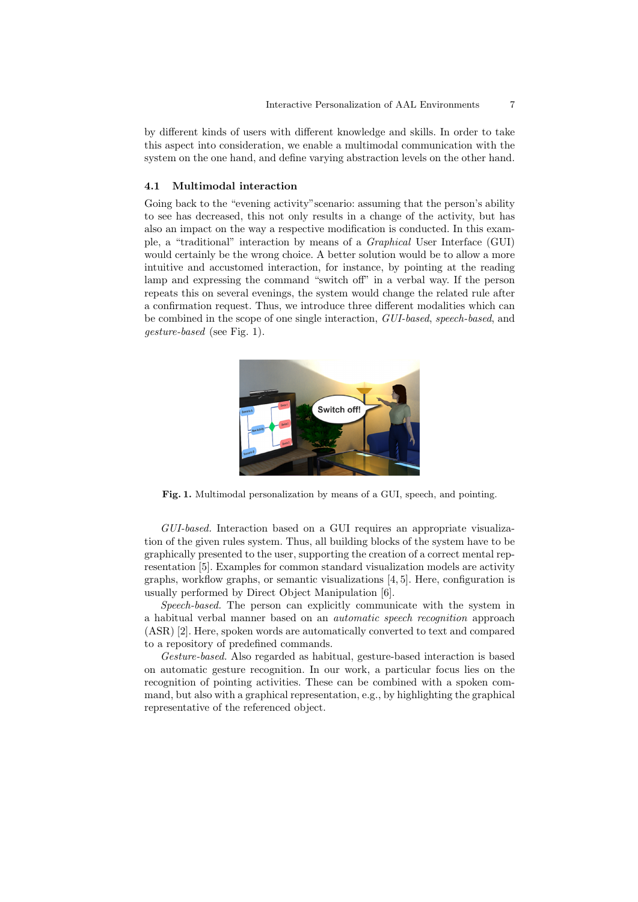by different kinds of users with different knowledge and skills. In order to take this aspect into consideration, we enable a multimodal communication with the system on the one hand, and define varying abstraction levels on the other hand.

### 4.1 Multimodal interaction

Going back to the "evening activity"scenario: assuming that the person's ability to see has decreased, this not only results in a change of the activity, but has also an impact on the way a respective modification is conducted. In this example, a "traditional" interaction by means of a *Graphical* User Interface (GUI) would certainly be the wrong choice. A better solution would be to allow a more intuitive and accustomed interaction, for instance, by pointing at the reading lamp and expressing the command "switch off" in a verbal way. If the person repeats this on several evenings, the system would change the related rule after a confirmation request. Thus, we introduce three different modalities which can be combined in the scope of one single interaction, *GUI-based*, *speech-based*, and *gesture-based* (see Fig. 1).

**Fig. 1.** Multimodal personalization by means of a GUI, speech, and pointing.

*GUI-based.* Interaction based on a GUI requires an appropriate visualization of the given rules system. Thus, all building blocks of the system have to be graphically presented to the user, supporting the creation of a correct mental representation [5]. Examples for common standard visualization models are activity graphs, workflow graphs, or semantic visualizations [4, 5]. Here, configuration is usually performed by Direct Object Manipulation [6].

*Speech-based.* The person can explicitly communicate with the system in a habitual verbal manner based on an *automatic speech recognition* approach (ASR) [2]. Here, spoken words are automatically converted to text and compared to a repository of predefined commands.

*Gesture-based.* Also regarded as habitual, gesture-based interaction is based on automatic gesture recognition. In our work, a particular focus lies on the recognition of pointing activities. These can be combined with a spoken command, but also with a graphical representation, e.g., by highlighting the graphical representative of the referenced object.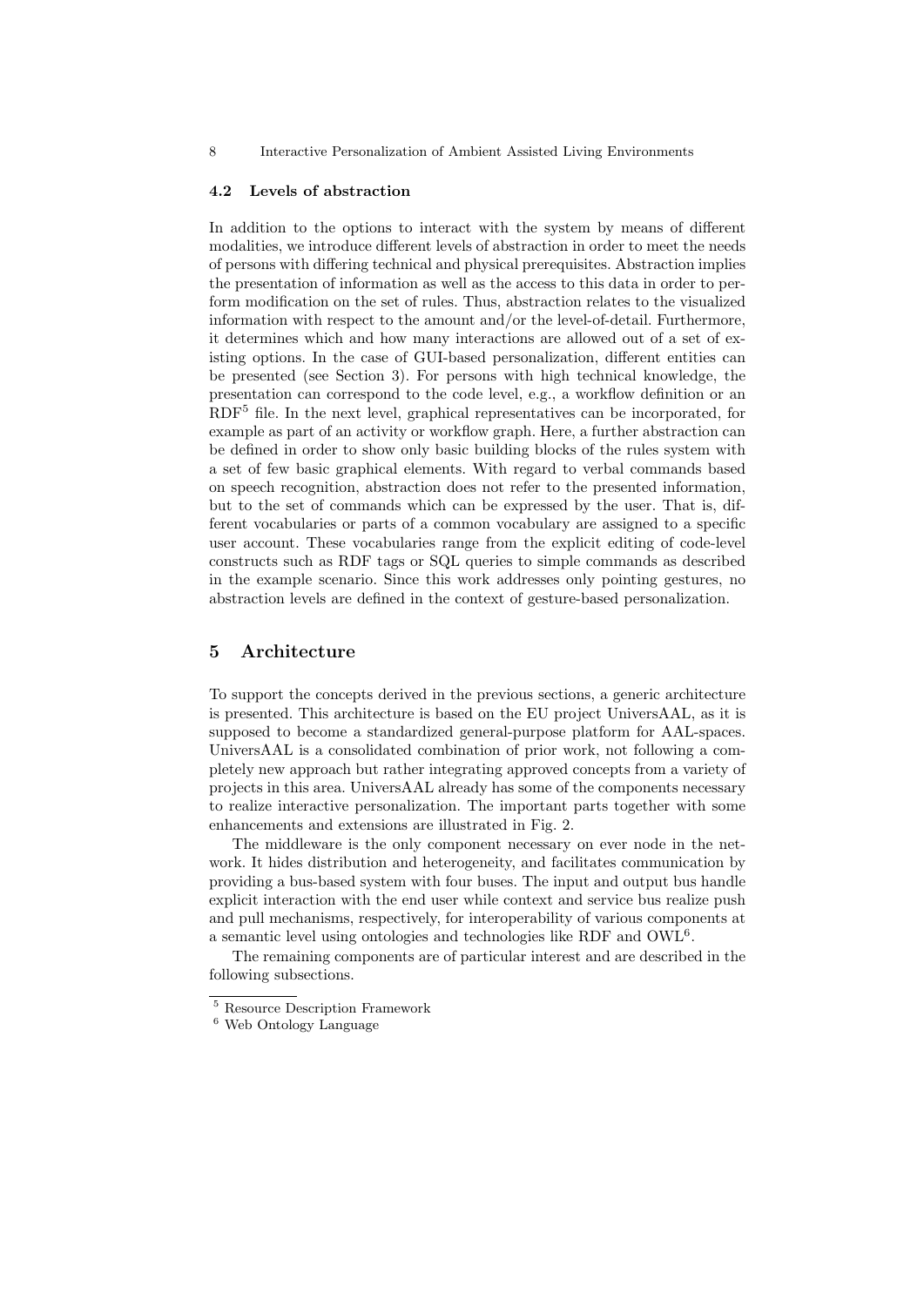### 4.2 Levels of abstraction

In addition to the options to interact with the system by means of different modalities, we introduce different levels of abstraction in order to meet the needs of persons with differing technical and physical prerequisites. Abstraction implies the presentation of information as well as the access to this data in order to perform modification on the set of rules. Thus, abstraction relates to the visualized information with respect to the amount and/or the level-of-detail. Furthermore, it determines which and how many interactions are allowed out of a set of existing options. In the case of GUI-based personalization, different entities can be presented (see Section 3). For persons with high technical knowledge, the presentation can correspond to the code level, e.g., a workflow definition or an RDF[5] file. In the next level, graphical representatives can be incorporated, for example as part of an activity or workflow graph. Here, a further abstraction can be defined in order to show only basic building blocks of the rules system with a set of few basic graphical elements. With regard to verbal commands based on speech recognition, abstraction does not refer to the presented information, but to the set of commands which can be expressed by the user. That is, different vocabularies or parts of a common vocabulary are assigned to a specific user account. These vocabularies range from the explicit editing of code-level constructs such as RDF tags or SQL queries to simple commands as described in the example scenario. Since this work addresses only pointing gestures, no abstraction levels are defined in the context of gesture-based personalization.

## 5 Architecture

To support the concepts derived in the previous sections, a generic architecture is presented. This architecture is based on the EU project UniversAAL, as it is supposed to become a standardized general-purpose platform for AAL-spaces. UniversAAL is a consolidated combination of prior work, not following a completely new approach but rather integrating approved concepts from a variety of projects in this area. UniversAAL already has some of the components necessary to realize interactive personalization. The important parts together with some enhancements and extensions are illustrated in Fig. 2.

The middleware is the only component necessary on ever node in the network. It hides distribution and heterogeneity, and facilitates communication by providing a bus-based system with four buses. The input and output bus handle explicit interaction with the end user while context and service bus realize push and pull mechanisms, respectively, for interoperability of various components at a semantic level using ontologies and technologies like RDF and OWL[6].

The remaining components are of particular interest and are described in the following subsections.

[5] Resource Description Framework

[6] Web Ontology Language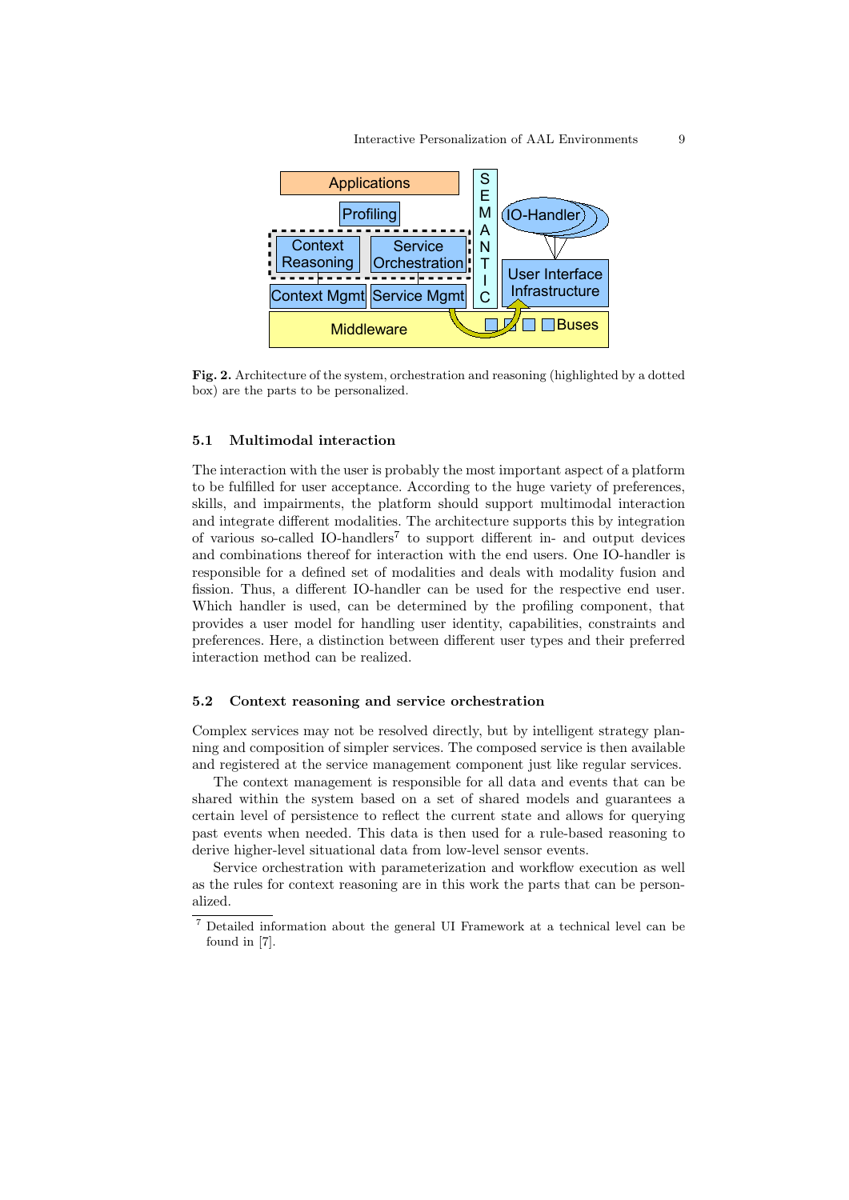Applications

Profiling

Context Reasoning

Service Orchestration

Context Mgmt

Service Mgmt

SEMANTIC

IO-Handler

User Interface Infrastructure

Middleware

Buses

**Fig. 2.** Architecture of the system, orchestration and reasoning (highlighted by a dotted box) are the parts to be personalized.

### 5.1 Multimodal interaction

The interaction with the user is probably the most important aspect of a platform to be fulfilled for user acceptance. According to the huge variety of preferences, skills, and impairments, the platform should support multimodal interaction and integrate different modalities. The architecture supports this by integration of various so-called IO-handlers[7] to support different in- and output devices and combinations thereof for interaction with the end users. One IO-handler is responsible for a defined set of modalities and deals with modality fusion and fission. Thus, a different IO-handler can be used for the respective end user. Which handler is used, can be determined by the profiling component, that provides a user model for handling user identity, capabilities, constraints and preferences. Here, a distinction between different user types and their preferred interaction method can be realized.

### 5.2 Context reasoning and service orchestration

Complex services may not be resolved directly, but by intelligent strategy planning and composition of simpler services. The composed service is then available and registered at the service management component just like regular services.

The context management is responsible for all data and events that can be shared within the system based on a set of shared models and guarantees a certain level of persistence to reflect the current state and allows for querying past events when needed. This data is then used for a rule-based reasoning to derive higher-level situational data from low-level sensor events.

Service orchestration with parameterization and workflow execution as well as the rules for context reasoning are in this work the parts that can be personalized.

[7] Detailed information about the general UI Framework at a technical level can be found in [7].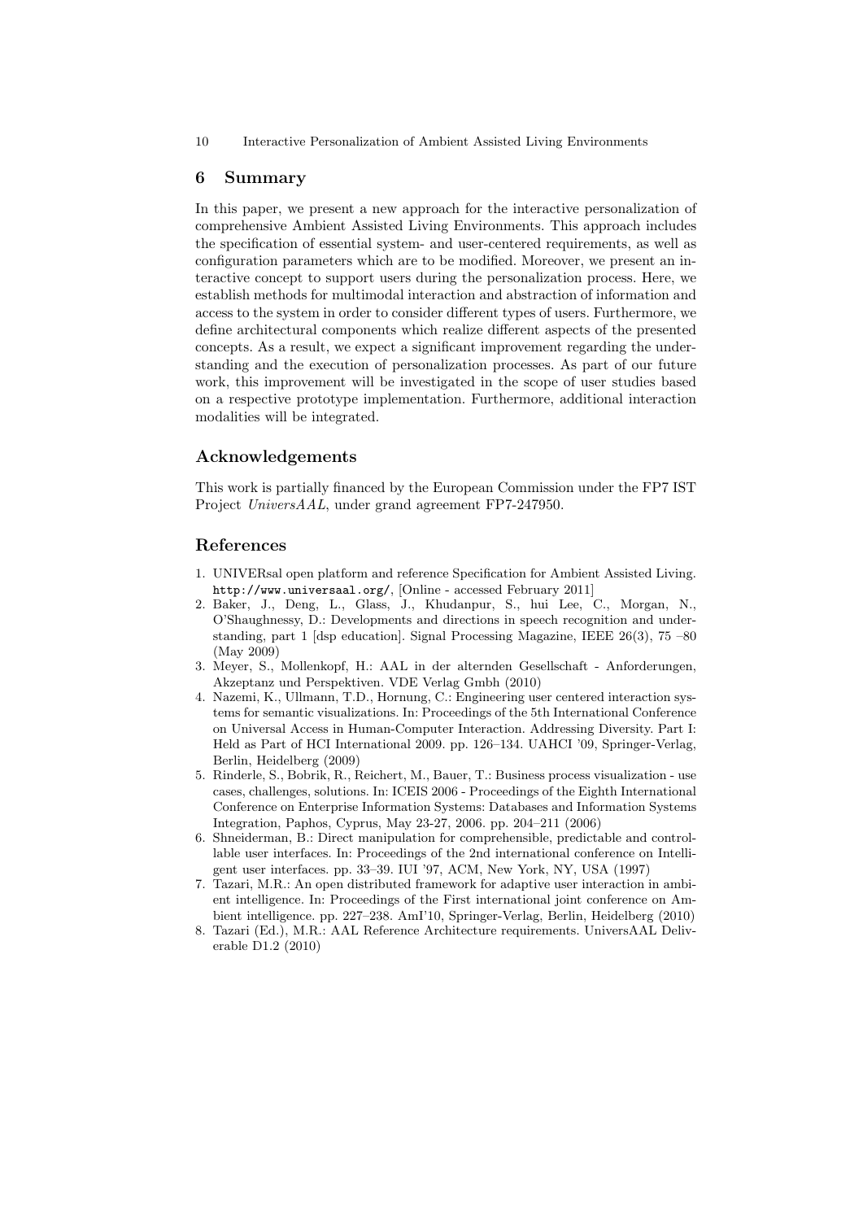## 6 Summary

In this paper, we present a new approach for the interactive personalization of comprehensive Ambient Assisted Living Environments. This approach includes the specification of essential system- and user-centered requirements, as well as configuration parameters which are to be modified. Moreover, we present an interactive concept to support users during the personalization process. Here, we establish methods for multimodal interaction and abstraction of information and access to the system in order to consider different types of users. Furthermore, we define architectural components which realize different aspects of the presented concepts. As a result, we expect a significant improvement regarding the understanding and the execution of personalization processes. As part of our future work, this improvement will be investigated in the scope of user studies based on a respective prototype implementation. Furthermore, additional interaction modalities will be integrated.

## Acknowledgements

This work is partially financed by the European Commission under the FP7 IST Project *UniversAAL*, under grand agreement FP7-247950.

## References

1. UNIVERsal open platform and reference Specification for Ambient Assisted Living. `http://www.universaal.org/`, [Online - accessed February 2011]
2. Baker, J., Deng, L., Glass, J., Khudanpur, S., hui Lee, C., Morgan, N., O'Shaughnessy, D.: Developments and directions in speech recognition and understanding, part 1 [dsp education]. Signal Processing Magazine, IEEE 26(3), 75 –80 (May 2009)
3. Meyer, S., Mollenkopf, H.: AAL in der alternden Gesellschaft - Anforderungen, Akzeptanz und Perspektiven. VDE Verlag Gmbh (2010)
4. Nazemi, K., Ullmann, T.D., Hornung, C.: Engineering user centered interaction systems for semantic visualizations. In: Proceedings of the 5th International Conference on Universal Access in Human-Computer Interaction. Addressing Diversity. Part I: Held as Part of HCI International 2009. pp. 126–134. UAHCI '09, Springer-Verlag, Berlin, Heidelberg (2009)
5. Rinderle, S., Bobrik, R., Reichert, M., Bauer, T.: Business process visualization - use cases, challenges, solutions. In: ICEIS 2006 - Proceedings of the Eighth International Conference on Enterprise Information Systems: Databases and Information Systems Integration, Paphos, Cyprus, May 23-27, 2006. pp. 204–211 (2006)
6. Shneiderman, B.: Direct manipulation for comprehensible, predictable and controllable user interfaces. In: Proceedings of the 2nd international conference on Intelligent user interfaces. pp. 33–39. IUI '97, ACM, New York, NY, USA (1997)
7. Tazari, M.R.: An open distributed framework for adaptive user interaction in ambient intelligence. In: Proceedings of the First international joint conference on Ambient intelligence. pp. 227–238. AmI'10, Springer-Verlag, Berlin, Heidelberg (2010)
8. Tazari (Ed.), M.R.: AAL Reference Architecture requirements. UniversAAL Deliverable D1.2 (2010)